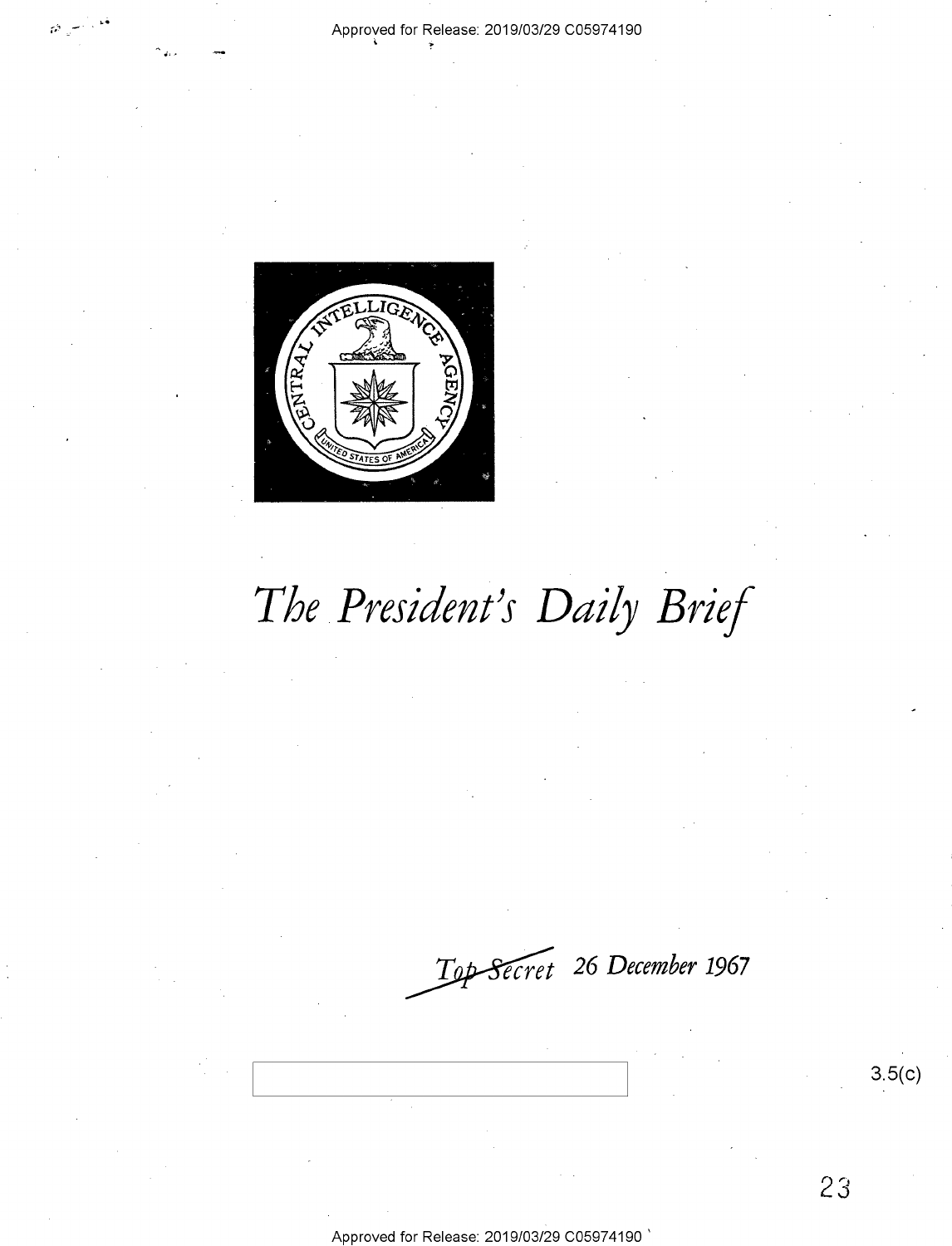Approved for Release: 2019/03/29 C05974190

# *The President's Daily Brief*

*~~Top Secret~~ 26 December 1967*

3.5(c)

Approved for Release: 2019/03/29 C05974190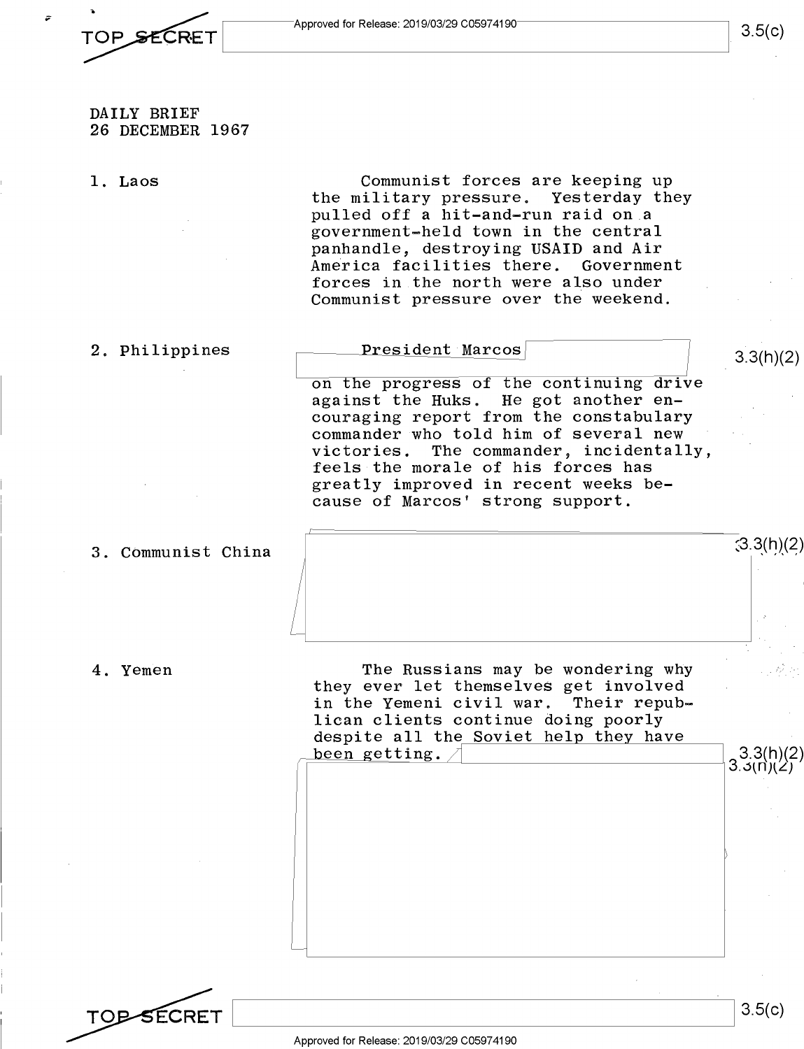DAILY BRIEF
26 DECEMBER 1967

1. Laos

Communist forces are keeping up the military pressure. Yesterday they pulled off a hit-and-run raid on a government-held town in the central panhandle, destroying USAID and Air America facilities there. Government forces in the north were also under Communist pressure over the weekend.

2. Philippines

President Marcos [redacted] 3.3(h)(2) on the progress of the continuing drive against the Huks. He got another encouraging report from the constabulary commander who told him of several new victories. The commander, incidentally, feels the morale of his forces has greatly improved in recent weeks because of Marcos' strong support.

3. Communist China

[redacted] 3.3(h)(2)

4. Yemen

The Russians may be wondering why they ever let themselves get involved in the Yemeni civil war. Their republican clients continue doing poorly despite all the Soviet help they have been getting. [redacted] 3.3(h)(2)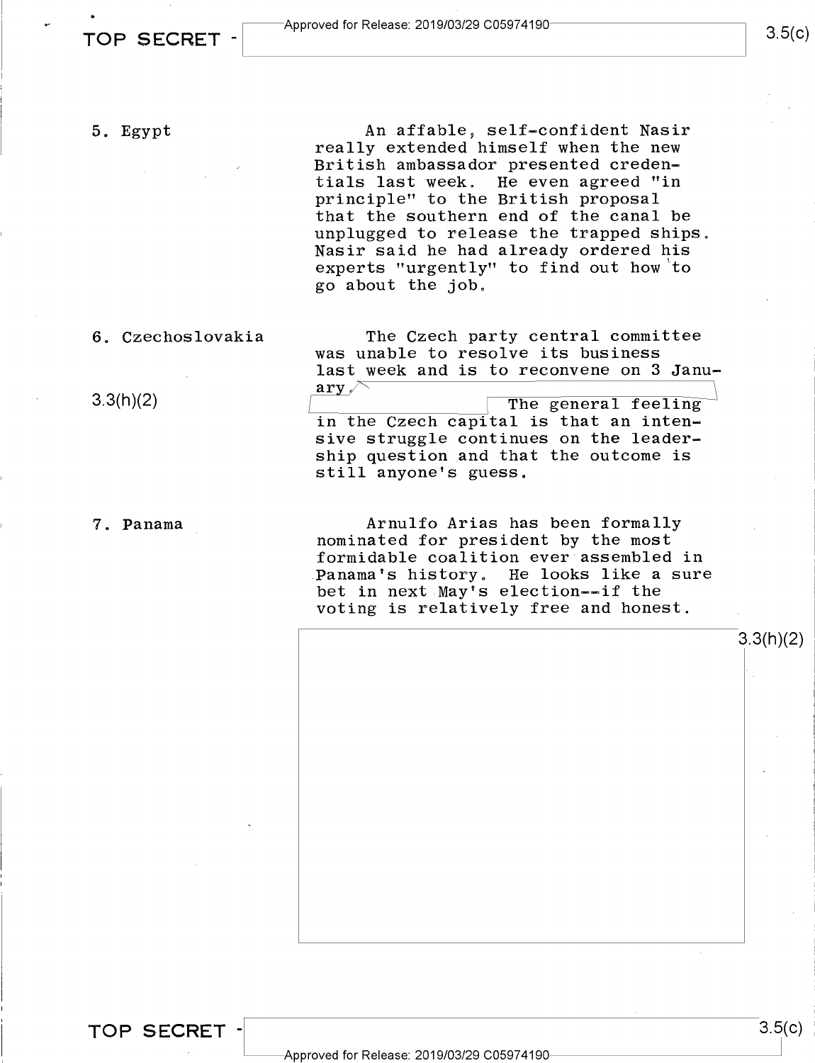5. Egypt

An affable, self-confident Nasir really extended himself when the new British ambassador presented credentials last week. He even agreed "in principle" to the British proposal that the southern end of the canal be unplugged to release the trapped ships. Nasir said he had already ordered his experts "urgently" to find out how to go about the job.

6. Czechoslovakia

3.3(h)(2)

The Czech party central committee was unable to resolve its business last week and is to reconvene on 3 January. The general feeling in the Czech capital is that an intensive struggle continues on the leadership question and that the outcome is still anyone's guess.

7. Panama

Arnulfo Arias has been formally nominated for president by the most formidable coalition ever assembled in Panama's history. He looks like a sure bet in next May's election--if the voting is relatively free and honest.

3.3(h)(2)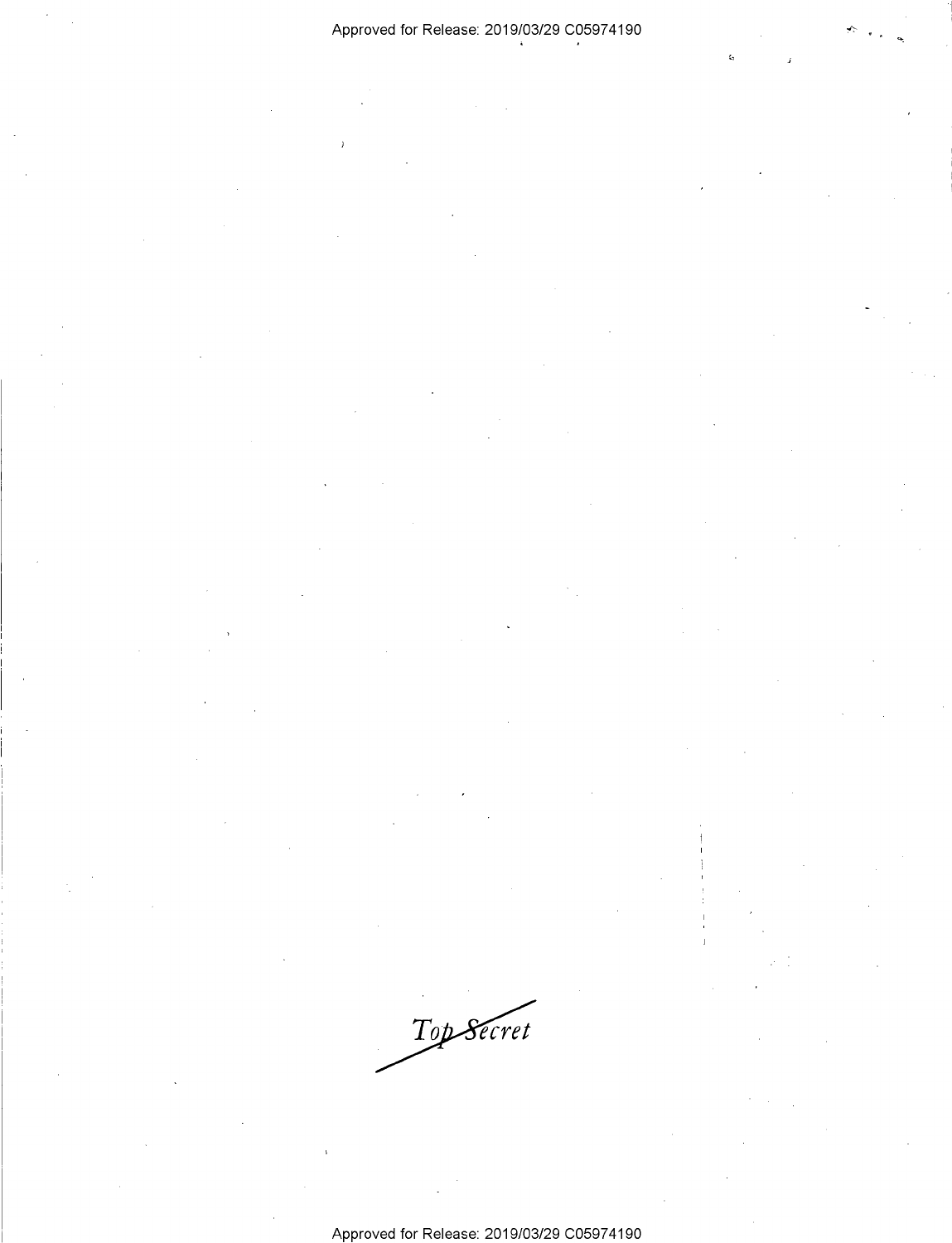Top Secret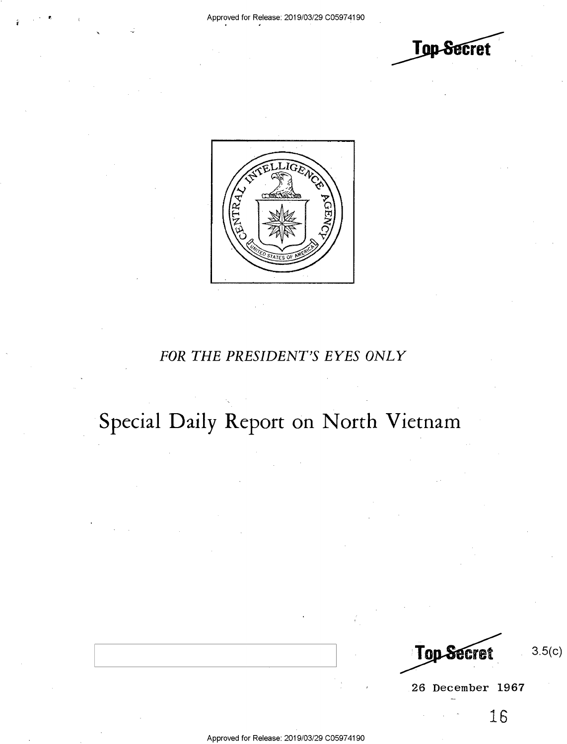Top Secret

FOR THE PRESIDENT'S EYES ONLY

# Special Daily Report on North Vietnam

Top Secret

3.5(c)

26 December 1967

16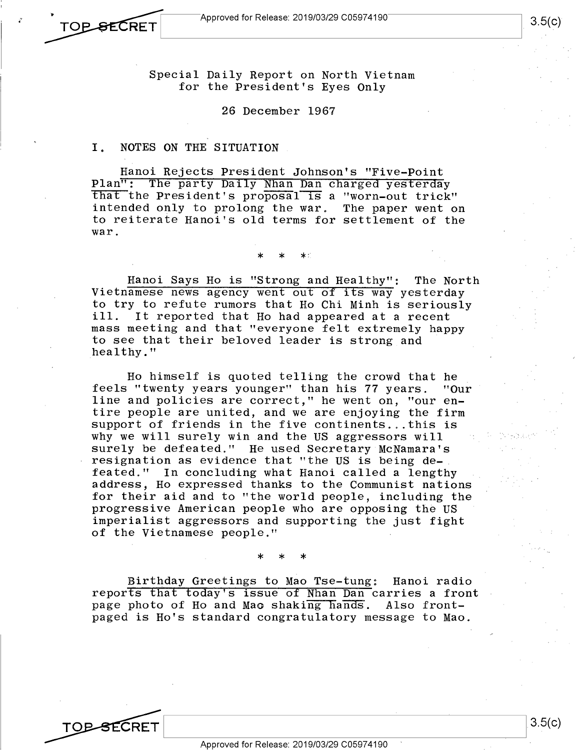Special Daily Report on North Vietnam
for the President's Eyes Only

26 December 1967

## I. NOTES ON THE SITUATION

Hanoi Rejects President Johnson's "Five-Point Plan": The party Daily Nhan Dan charged yesterday that the President's proposal is a "worn-out trick" intended only to prolong the war. The paper went on to reiterate Hanoi's old terms for settlement of the war.

\* \* \*

Hanoi Says Ho is "Strong and Healthy": The North Vietnamese news agency went out of its way yesterday to try to refute rumors that Ho Chi Minh is seriously ill. It reported that Ho had appeared at a recent mass meeting and that "everyone felt extremely happy to see that their beloved leader is strong and healthy."

Ho himself is quoted telling the crowd that he feels "twenty years younger" than his 77 years. "Our line and policies are correct," he went on, "our entire people are united, and we are enjoying the firm support of friends in the five continents...this is why we will surely win and the US aggressors will surely be defeated." He used Secretary McNamara's resignation as evidence that "the US is being defeated." In concluding what Hanoi called a lengthy address, Ho expressed thanks to the Communist nations for their aid and to "the world people, including the progressive American people who are opposing the US imperialist aggressors and supporting the just fight of the Vietnamese people."

\* \* \*

Birthday Greetings to Mao Tse-tung: Hanoi radio reports that today's issue of Nhan Dan carries a front page photo of Ho and Mao shaking hands. Also front-paged is Ho's standard congratulatory message to Mao.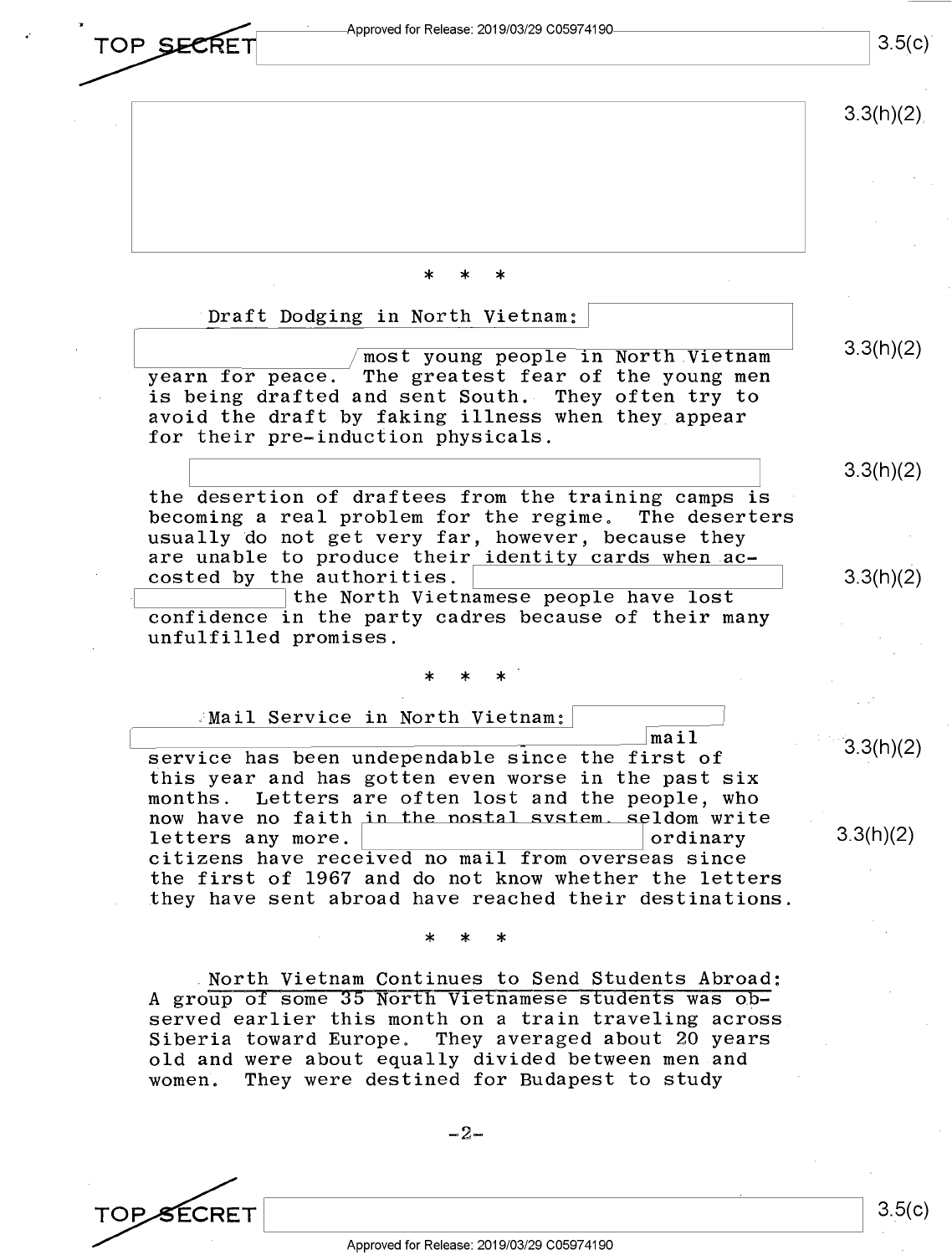\* \* \*

Draft Dodging in North Vietnam: most young people in North Vietnam yearn for peace. The greatest fear of the young men is being drafted and sent South. They often try to avoid the draft by faking illness when they appear for their pre-induction physicals.

the desertion of draftees from the training camps is becoming a real problem for the regime. The deserters usually do not get very far, however, because they are unable to produce their identity cards when accosted by the authorities. the North Vietnamese people have lost confidence in the party cadres because of their many unfulfilled promises.

\* \* \*

Mail Service in North Vietnam: mail service has been undependable since the first of this year and has gotten even worse in the past six months. Letters are often lost and the people, who now have no faith in the postal system, seldom write letters any more. ordinary citizens have received no mail from overseas since the first of 1967 and do not know whether the letters they have sent abroad have reached their destinations.

\* \* \*

North Vietnam Continues to Send Students Abroad: A group of some 35 North Vietnamese students was observed earlier this month on a train traveling across Siberia toward Europe. They averaged about 20 years old and were about equally divided between men and women. They were destined for Budapest to study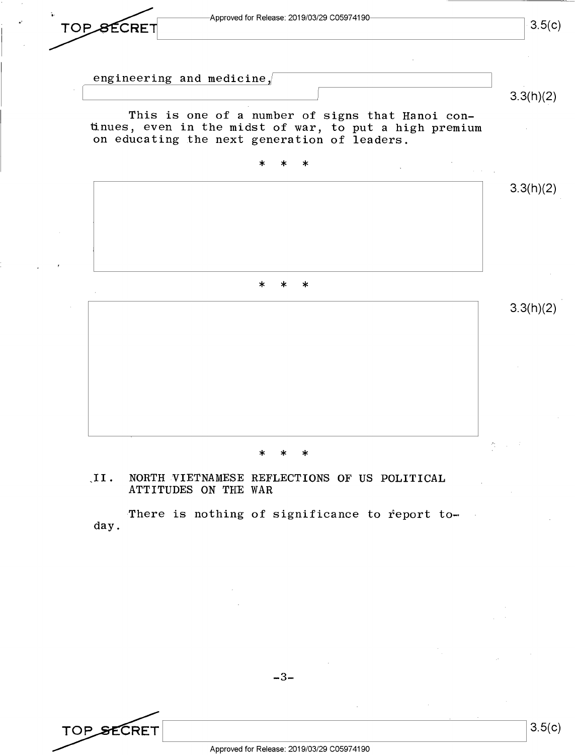engineering and medicine,

This is one of a number of signs that Hanoi continues, even in the midst of war, to put a high premium on educating the next generation of leaders.

\* \* \*

\* \* \*

\* \* \*

## II. NORTH VIETNAMESE REFLECTIONS OF US POLITICAL ATTITUDES ON THE WAR

There is nothing of significance to report today.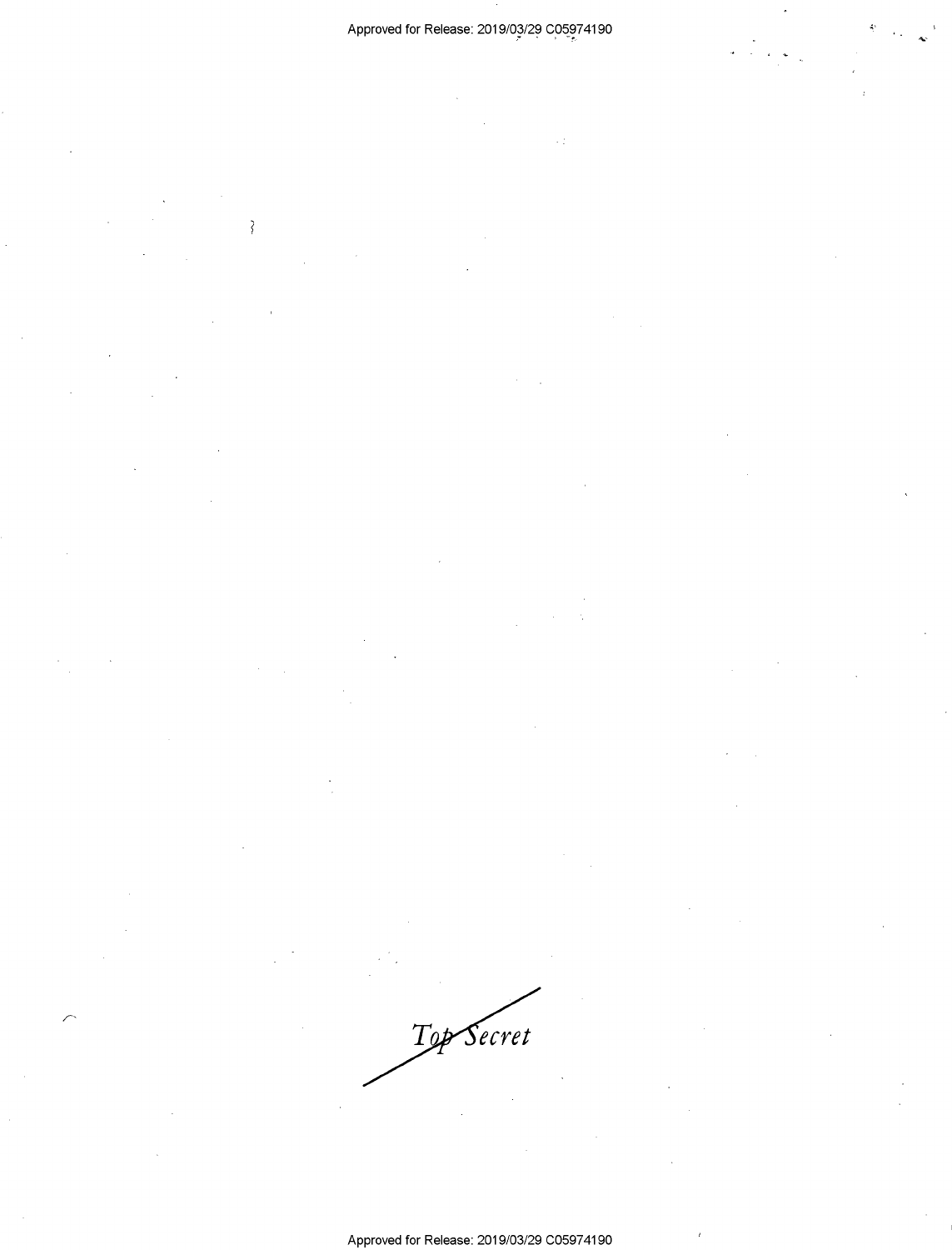Top Secret